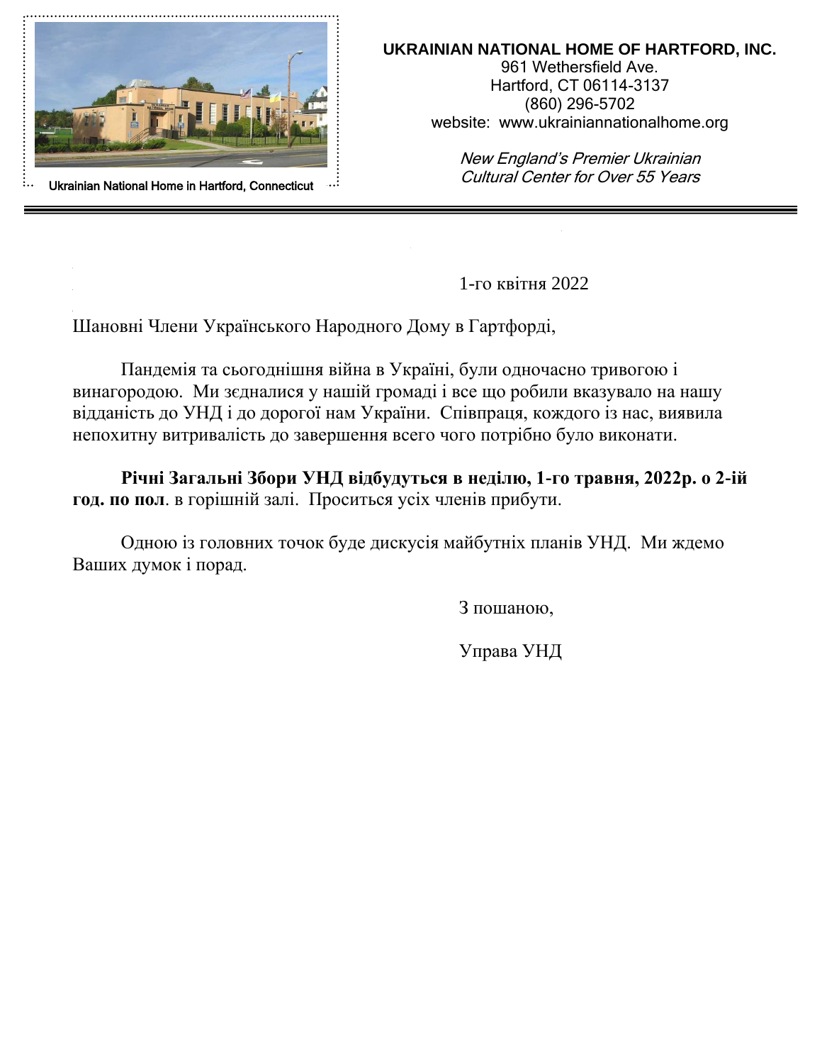Ukrainian National Home in Hartford, Connecticut

**UKRAINIAN NATIONAL HOME OF HARTFORD, INC.**
961 Wethersfield Ave.
Hartford, CT 06114-3137
(860) 296-5702
website: www.ukrainiannationalhome.org

*New England's Premier Ukrainian Cultural Center for Over 55 Years*

---

1-го квітня 2022

Шановні Члени Українського Народного Дому в Гартфорді,

Пандемія та сьогоднішня війна в Україні, були одночасно тривогою і винагородою. Ми зєдналися у нашій громаді і все що робили вказувало на нашу відданість до УНД і до дорогої нам України. Співпраця, кождого із нас, виявила непохитну витривалість до завершення всего чого потрібно було виконати.

**Річні Загальні Збори УНД відбудуться в неділю, 1-го травня, 2022р. о 2-ій год. по пол**. в горішній залі. Проситься усіх членів прибути.

Одною із головних точок буде дискусія майбутніх планів УНД. Ми ждемо Ваших думок і порад.

З пошаною,

Управа УНД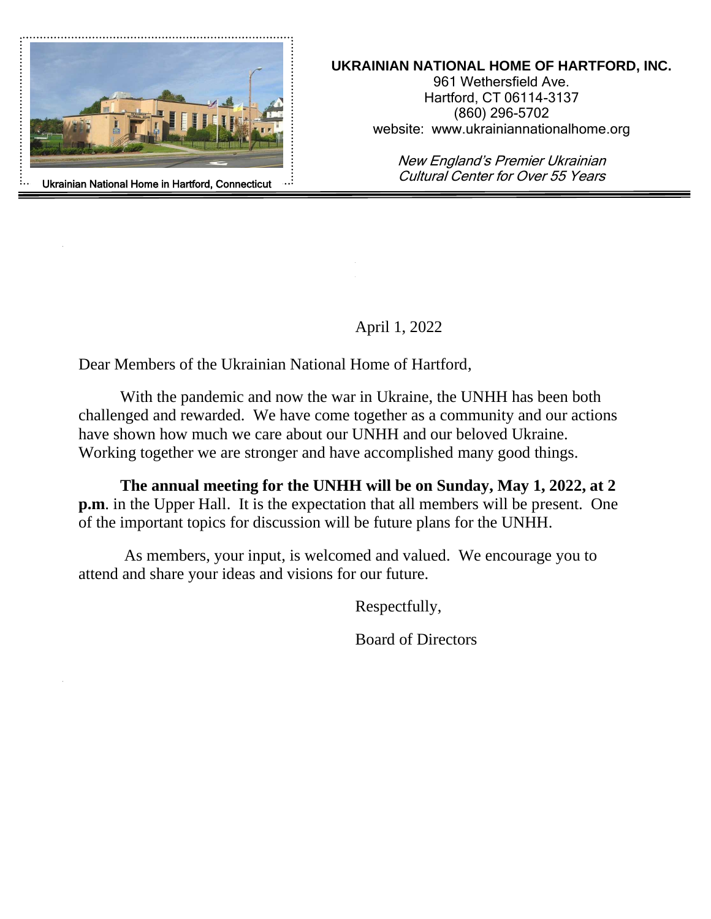Ukrainian National Home in Hartford, Connecticut

**UKRAINIAN NATIONAL HOME OF HARTFORD, INC.**
961 Wethersfield Ave.
Hartford, CT 06114-3137
(860) 296-5702
website: www.ukrainiannationalhome.org

*New England's Premier Ukrainian Cultural Center for Over 55 Years*

April 1, 2022

Dear Members of the Ukrainian National Home of Hartford,

With the pandemic and now the war in Ukraine, the UNHH has been both challenged and rewarded. We have come together as a community and our actions have shown how much we care about our UNHH and our beloved Ukraine. Working together we are stronger and have accomplished many good things.

**The annual meeting for the UNHH will be on Sunday, May 1, 2022, at 2 p.m**. in the Upper Hall. It is the expectation that all members will be present. One of the important topics for discussion will be future plans for the UNHH.

As members, your input, is welcomed and valued. We encourage you to attend and share your ideas and visions for our future.

Respectfully,

Board of Directors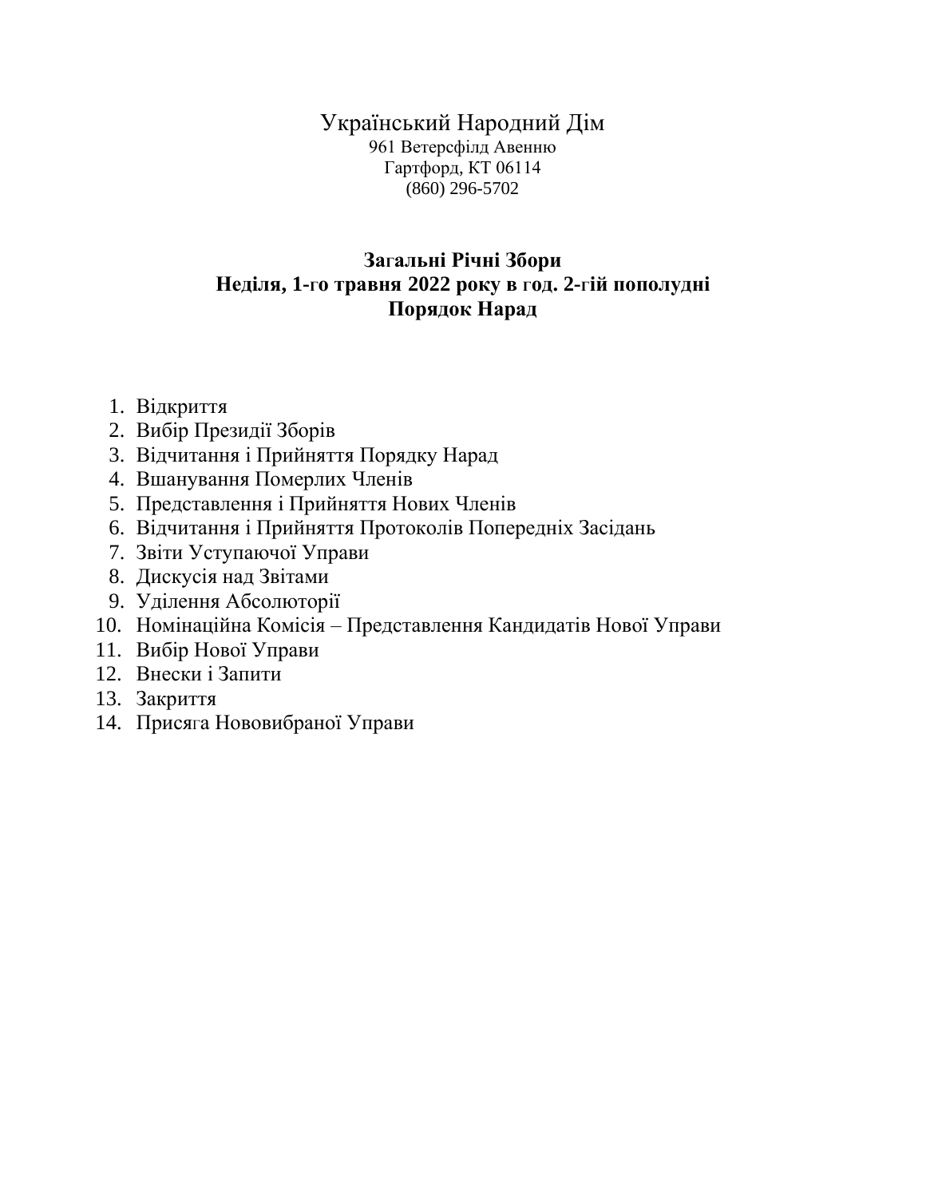# Український Народний Дім

961 Ветерсфілд Авеню
Гартфорд, КТ 06114
(860) 296-5702

**Загальні Річні Збори**
**Неділя, 1-го травня 2022 року в год. 2-гій пополудні**
**Порядок Нарад**

1. Відкриття
2. Вибір Президії Зборів
3. Відчитання і Прийняття Порядку Нарад
4. Вшанування Померлих Членів
5. Представлення і Прийняття Нових Членів
6. Відчитання і Прийняття Протоколів Попередніх Засідань
7. Звіти Уступаючої Управи
8. Дискусія над Звітами
9. Уділення Абсолюторії
10. Номінаційна Комісія – Представлення Кандидатів Нової Управи
11. Вибір Нової Управи
12. Внески і Запити
13. Закриття
14. Присяга Нововибраної Управи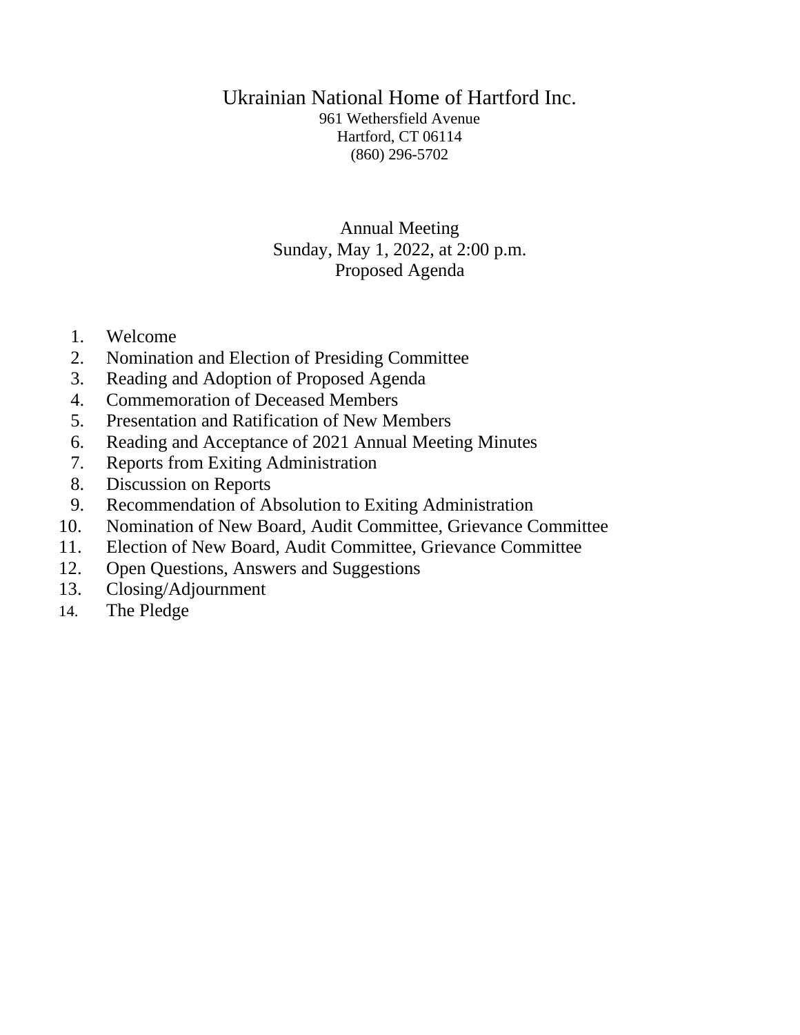# Ukrainian National Home of Hartford Inc.

961 Wethersfield Avenue
Hartford, CT 06114
(860) 296-5702

## Annual Meeting
Sunday, May 1, 2022, at 2:00 p.m.
Proposed Agenda

1. Welcome
2. Nomination and Election of Presiding Committee
3. Reading and Adoption of Proposed Agenda
4. Commemoration of Deceased Members
5. Presentation and Ratification of New Members
6. Reading and Acceptance of 2021 Annual Meeting Minutes
7. Reports from Exiting Administration
8. Discussion on Reports
9. Recommendation of Absolution to Exiting Administration
10. Nomination of New Board, Audit Committee, Grievance Committee
11. Election of New Board, Audit Committee, Grievance Committee
12. Open Questions, Answers and Suggestions
13. Closing/Adjournment
14. The Pledge